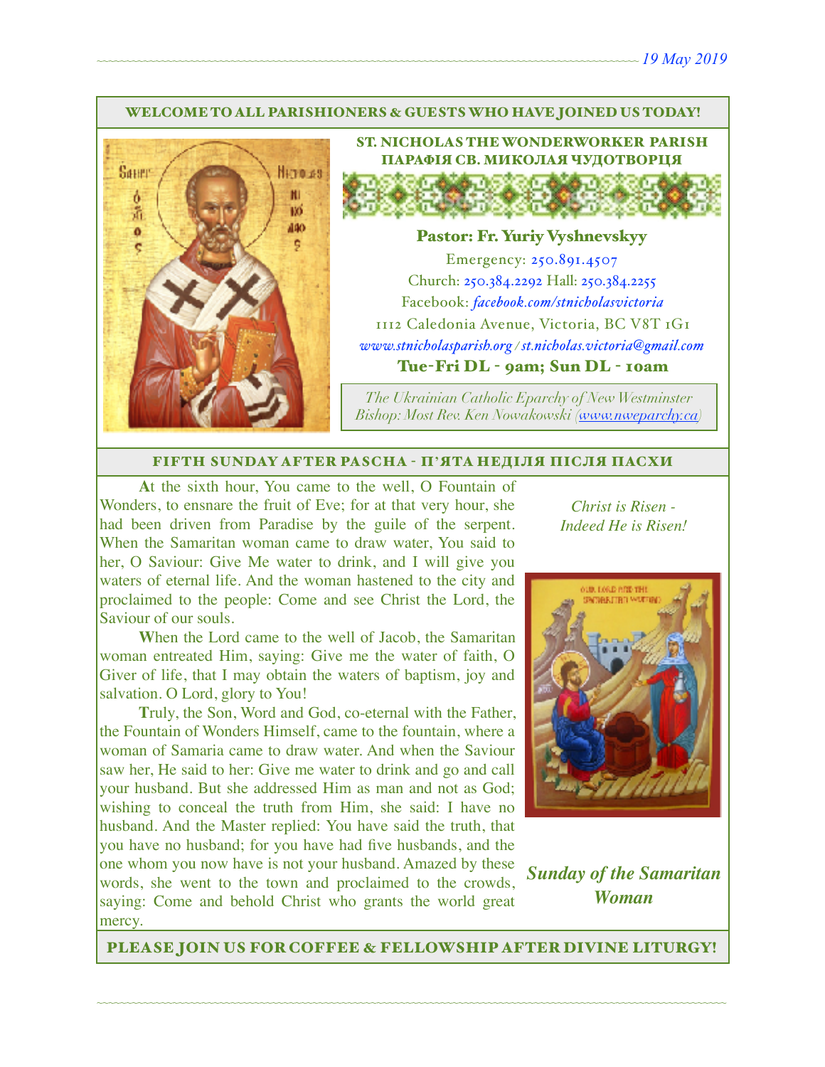19 May 2019

**WELCOME TO ALL PARISHIONERS & GUESTS WHO HAVE JOINED US TODAY!**

## ST. NICHOLAS THE WONDERWORKER PARISH
## ПАРАФІЯ СВ. МИКОЛАЯ ЧУДОТВОРЦЯ

**Pastor: Fr. Yuriy Vyshnevskyy**

Emergency: 250.891.4507
Church: 250.384.2292 Hall: 250.384.2255
Facebook: *facebook.com/stnicholasvictoria*
1112 Caledonia Avenue, Victoria, BC V8T 1G1
*www.stnicholasparish.org / st.nicholas.victoria@gmail.com*

**Tue-Fri DL - 9am; Sun DL - 10am**

*The Ukrainian Catholic Eparchy of New Westminster*
*Bishop: Most Rev. Ken Nowakowski (www.nweparchy.ca)*

## FIFTH SUNDAY AFTER PASCHA - П'ЯТА НЕДІЛЯ ПІСЛЯ ПАСХИ

*Christ is Risen - Indeed He is Risen!*

**A**t the sixth hour, You came to the well, O Fountain of Wonders, to ensnare the fruit of Eve; for at that very hour, she had been driven from Paradise by the guile of the serpent. When the Samaritan woman came to draw water, You said to her, O Saviour: Give Me water to drink, and I will give you waters of eternal life. And the woman hastened to the city and proclaimed to the people: Come and see Christ the Lord, the Saviour of our souls.

**W**hen the Lord came to the well of Jacob, the Samaritan woman entreated Him, saying: Give me the water of faith, O Giver of life, that I may obtain the waters of baptism, joy and salvation. O Lord, glory to You!

**T**ruly, the Son, Word and God, co-eternal with the Father, the Fountain of Wonders Himself, came to the fountain, where a woman of Samaria came to draw water. And when the Saviour saw her, He said to her: Give me water to drink and go and call your husband. But she addressed Him as man and not as God; wishing to conceal the truth from Him, she said: I have no husband. And the Master replied: You have said the truth, that you have no husband; for you have had five husbands, and the one whom you now have is not your husband. Amazed by these words, she went to the town and proclaimed to the crowds, saying: Come and behold Christ who grants the world great mercy.

***Sunday of the Samaritan Woman***

**PLEASE JOIN US FOR COFFEE & FELLOWSHIP AFTER DIVINE LITURGY!**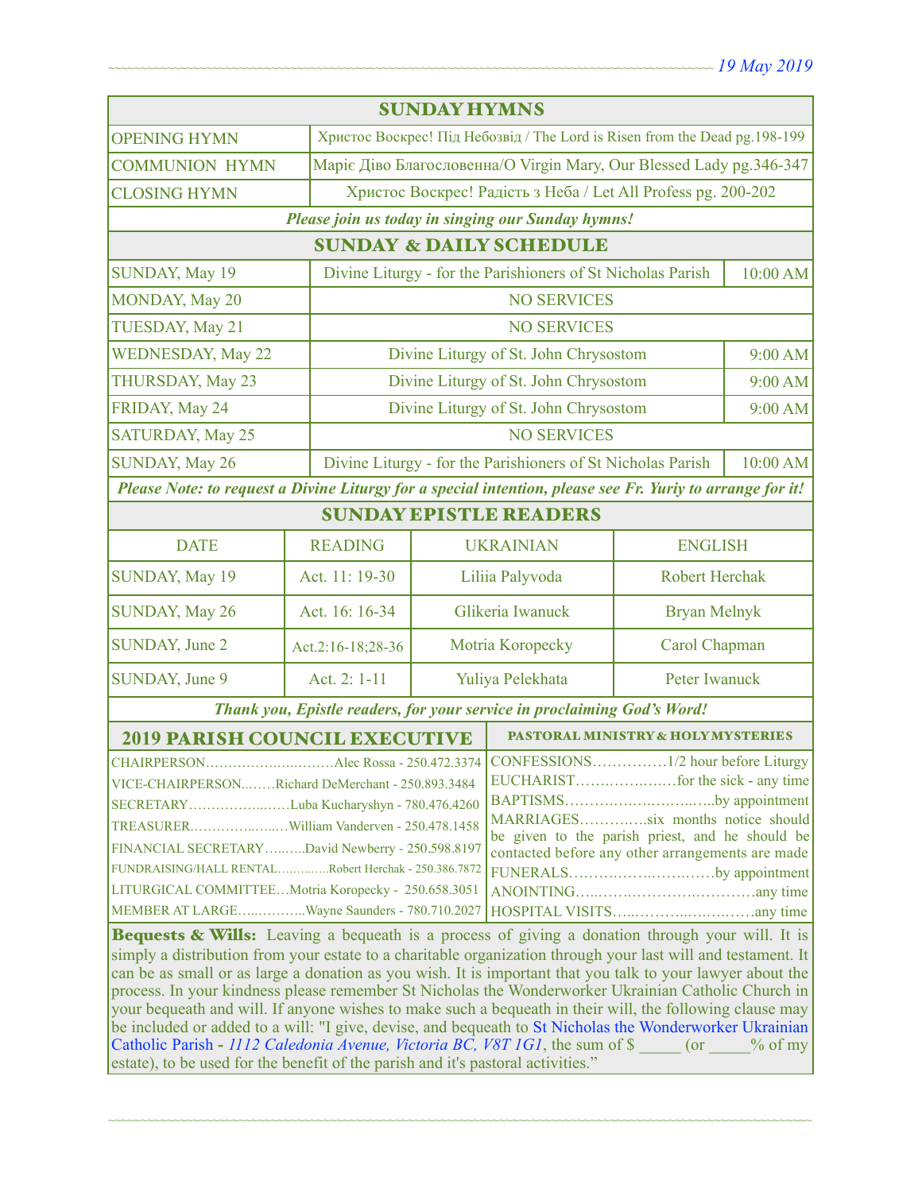## SUNDAY HYMNS

| | |
|---|---|
| OPENING HYMN | Христос Воскрес! Під Небозвід / The Lord is Risen from the Dead pg.198-199 |
| COMMUNION HYMN | Маріє Діво Благословенна/O Virgin Mary, Our Blessed Lady pg.346-347 |
| CLOSING HYMN | Христос Воскрес! Радість з Неба / Let All Profess pg. 200-202 |

***Please join us today in singing our Sunday hymns!***

## SUNDAY & DAILY SCHEDULE

| | | |
|---|---|---|
| SUNDAY, May 19 | Divine Liturgy - for the Parishioners of St Nicholas Parish | 10:00 AM |
| MONDAY, May 20 | NO SERVICES | |
| TUESDAY, May 21 | NO SERVICES | |
| WEDNESDAY, May 22 | Divine Liturgy of St. John Chrysostom | 9:00 AM |
| THURSDAY, May 23 | Divine Liturgy of St. John Chrysostom | 9:00 AM |
| FRIDAY, May 24 | Divine Liturgy of St. John Chrysostom | 9:00 AM |
| SATURDAY, May 25 | NO SERVICES | |
| SUNDAY, May 26 | Divine Liturgy - for the Parishioners of St Nicholas Parish | 10:00 AM |

***Please Note: to request a Divine Liturgy for a special intention, please see Fr. Yuriy to arrange for it!***

## SUNDAY EPISTLE READERS

| DATE | READING | UKRAINIAN | ENGLISH |
|---|---|---|---|
| SUNDAY, May 19 | Act. 11: 19-30 | Liliia Palyvoda | Robert Herchak |
| SUNDAY, May 26 | Act. 16: 16-34 | Glikeria Iwanuck | Bryan Melnyk |
| SUNDAY, June 2 | Act.2:16-18;28-36 | Motria Koropecky | Carol Chapman |
| SUNDAY, June 9 | Act. 2: 1-11 | Yuliya Pelekhata | Peter Iwanuck |

***Thank you, Epistle readers, for your service in proclaiming God's Word!***

## 2019 PARISH COUNCIL EXECUTIVE

CHAIRPERSON…………………………Alec Rossa - 250.472.3374
VICE-CHAIRPERSON…….Richard DeMerchant - 250.893.3484
SECRETARY……………….……Luba Kucharyshyn - 780.476.4260
TREASURER……………………William Vanderven - 250.478.1458
FINANCIAL SECRETARY……..David Newberry - 250.598.8197
FUNDRAISING/HALL RENTAL…………Robert Herchak - 250.386.7872
LITURGICAL COMMITTEE…Motria Koropecky - 250.658.3051
MEMBER AT LARGE…….……..Wayne Saunders - 780.710.2027

## PASTORAL MINISTRY & HOLY MYSTERIES

CONFESSIONS……………1/2 hour before Liturgy
EUCHARIST………………for the sick - any time
BAPTISMS……………………………by appointment
MARRIAGES…………six months notice should be given to the parish priest, and he should be contacted before any other arrangements are made
FUNERALS……………………………by appointment
ANOINTING………………………………any time
HOSPITAL VISITS…………………………any time

**Bequests & Wills:** Leaving a bequeath is a process of giving a donation through your will. It is simply a distribution from your estate to a charitable organization through your last will and testament. It can be as small or as large a donation as you wish. It is important that you talk to your lawyer about the process. In your kindness please remember St Nicholas the Wonderworker Ukrainian Catholic Church in your bequeath and will. If anyone wishes to make such a bequeath in their will, the following clause may be included or added to a will: "I give, devise, and bequeath to St Nicholas the Wonderworker Ukrainian Catholic Parish - *1112 Caledonia Avenue, Victoria BC, V8T 1G1*, the sum of $ _____ (or _____% of my estate), to be used for the benefit of the parish and it's pastoral activities."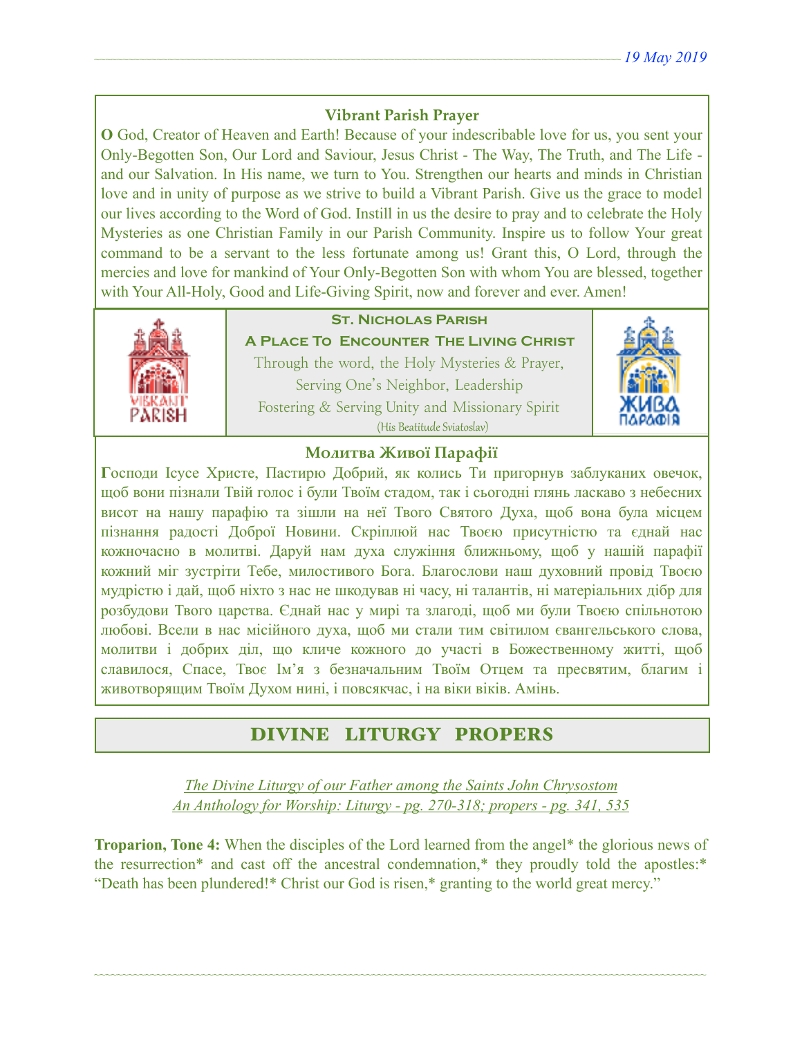### Vibrant Parish Prayer

**O** God, Creator of Heaven and Earth! Because of your indescribable love for us, you sent your Only-Begotten Son, Our Lord and Saviour, Jesus Christ - The Way, The Truth, and The Life - and our Salvation. In His name, we turn to You. Strengthen our hearts and minds in Christian love and in unity of purpose as we strive to build a Vibrant Parish. Give us the grace to model our lives according to the Word of God. Instill in us the desire to pray and to celebrate the Holy Mysteries as one Christian Family in our Parish Community. Inspire us to follow Your great command to be a servant to the less fortunate among us! Grant this, O Lord, through the mercies and love for mankind of Your Only-Begotten Son with whom You are blessed, together with Your All-Holy, Good and Life-Giving Spirit, now and forever and ever. Amen!

**St. Nicholas Parish**

**A Place To Encounter The Living Christ**

Through the word, the Holy Mysteries & Prayer,
Serving One's Neighbor, Leadership
Fostering & Serving Unity and Missionary Spirit
(His Beatitude Sviatoslav)

### Молитва Живої Парафії

**Г**осподи Ісусе Христе, Пастирю Добрий, як колись Ти пригорнув заблуканих овечок, щоб вони пізнали Твій голос і були Твоїм стадом, так і сьогодні глянь ласкаво з небесних висот на нашу парафію та зішли на неї Твого Святого Духа, щоб вона була місцем пізнання радості Доброї Новини. Скріплюй нас Твоєю присутністю та єднай нас кожночасно в молитві. Даруй нам духа служіння ближньому, щоб у нашій парафії кожний міг зустріти Тебе, милостивого Бога. Благослови наш духовний провід Твоєю мудрістю і дай, щоб ніхто з нас не шкодував ні часу, ні талантів, ні матеріальних дібр для розбудови Твого царства. Єднай нас у мирі та злагоді, щоб ми були Твоєю спільнотою любові. Всели в нас місійного духа, щоб ми стали тим світилом євангельського слова, молитви і добрих діл, що кличе кожного до участі в Божественному житті, щоб славилося, Спасе, Твоє Ім'я з безначальним Твоїм Отцем та пресвятим, благим і животворящим Твоїм Духом нині, і повсякчас, і на віки віків. Амінь.

## DIVINE LITURGY PROPERS

*The Divine Liturgy of our Father among the Saints John Chrysostom*
*An Anthology for Worship: Liturgy - pg. 270-318; propers - pg. 341, 535*

**Troparion, Tone 4:** When the disciples of the Lord learned from the angel* the glorious news of the resurrection* and cast off the ancestral condemnation,* they proudly told the apostles:* "Death has been plundered!* Christ our God is risen,* granting to the world great mercy."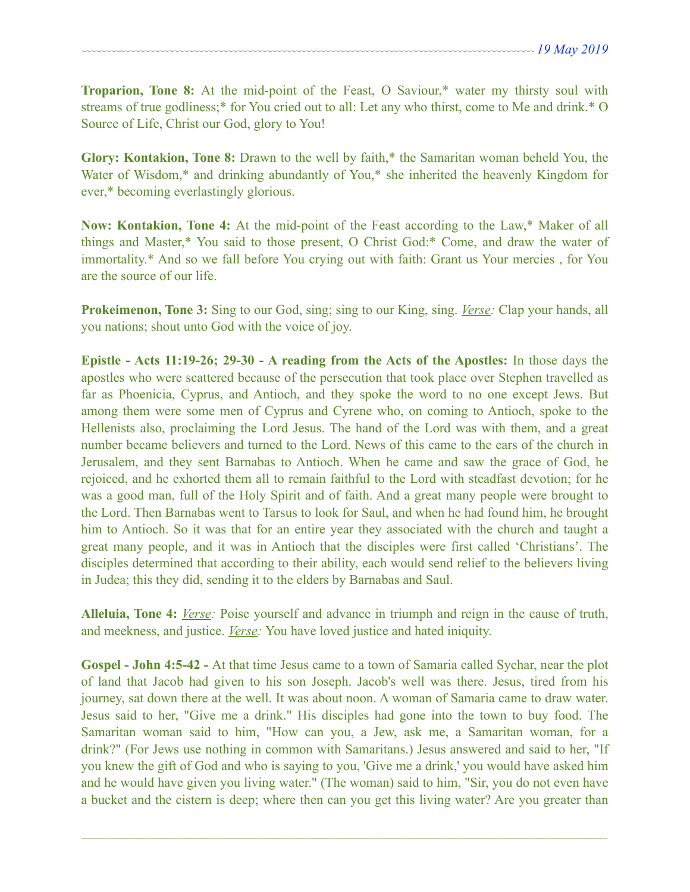**Troparion, Tone 8:** At the mid-point of the Feast, O Saviour,* water my thirsty soul with streams of true godliness;* for You cried out to all: Let any who thirst, come to Me and drink.* O Source of Life, Christ our God, glory to You!

**Glory: Kontakion, Tone 8:** Drawn to the well by faith,* the Samaritan woman beheld You, the Water of Wisdom,* and drinking abundantly of You,* she inherited the heavenly Kingdom for ever,* becoming everlastingly glorious.

**Now: Kontakion, Tone 4:** At the mid-point of the Feast according to the Law,* Maker of all things and Master,* You said to those present, O Christ God:* Come, and draw the water of immortality.* And so we fall before You crying out with faith: Grant us Your mercies , for You are the source of our life.

**Prokeimenon, Tone 3:** Sing to our God, sing; sing to our King, sing. *Verse:* Clap your hands, all you nations; shout unto God with the voice of joy.

**Epistle - Acts 11:19-26; 29-30 - A reading from the Acts of the Apostles:** In those days the apostles who were scattered because of the persecution that took place over Stephen travelled as far as Phoenicia, Cyprus, and Antioch, and they spoke the word to no one except Jews. But among them were some men of Cyprus and Cyrene who, on coming to Antioch, spoke to the Hellenists also, proclaiming the Lord Jesus. The hand of the Lord was with them, and a great number became believers and turned to the Lord. News of this came to the ears of the church in Jerusalem, and they sent Barnabas to Antioch. When he came and saw the grace of God, he rejoiced, and he exhorted them all to remain faithful to the Lord with steadfast devotion; for he was a good man, full of the Holy Spirit and of faith. And a great many people were brought to the Lord. Then Barnabas went to Tarsus to look for Saul, and when he had found him, he brought him to Antioch. So it was that for an entire year they associated with the church and taught a great many people, and it was in Antioch that the disciples were first called 'Christians'. The disciples determined that according to their ability, each would send relief to the believers living in Judea; this they did, sending it to the elders by Barnabas and Saul.

**Alleluia, Tone 4:** *Verse:* Poise yourself and advance in triumph and reign in the cause of truth, and meekness, and justice. *Verse:* You have loved justice and hated iniquity.

**Gospel - John 4:5-42 -** At that time Jesus came to a town of Samaria called Sychar, near the plot of land that Jacob had given to his son Joseph. Jacob's well was there. Jesus, tired from his journey, sat down there at the well. It was about noon. A woman of Samaria came to draw water. Jesus said to her, "Give me a drink." His disciples had gone into the town to buy food. The Samaritan woman said to him, "How can you, a Jew, ask me, a Samaritan woman, for a drink?" (For Jews use nothing in common with Samaritans.) Jesus answered and said to her, "If you knew the gift of God and who is saying to you, 'Give me a drink,' you would have asked him and he would have given you living water." (The woman) said to him, "Sir, you do not even have a bucket and the cistern is deep; where then can you get this living water? Are you greater than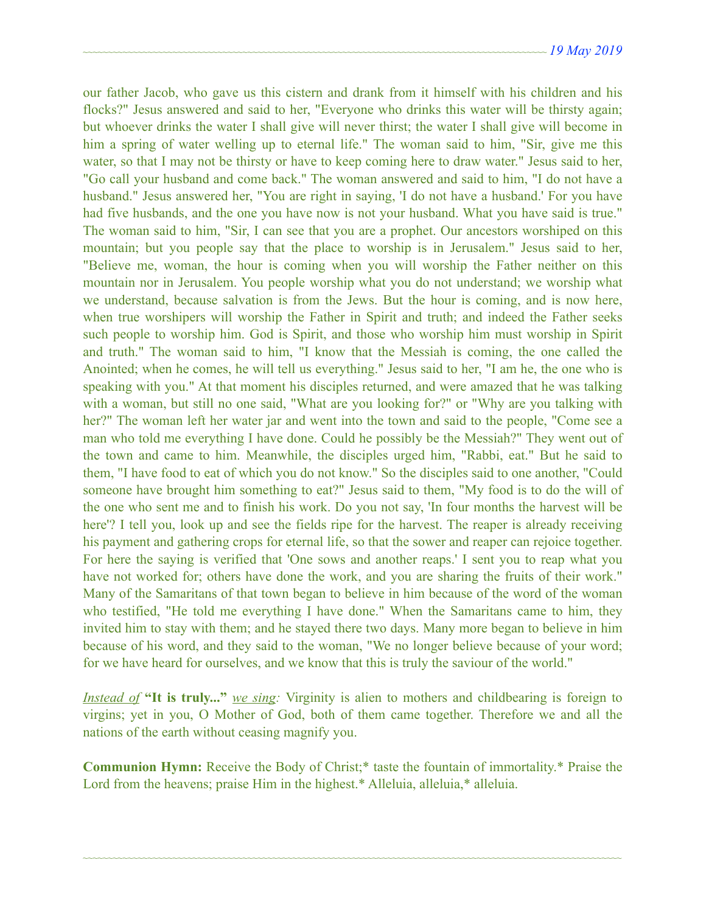our father Jacob, who gave us this cistern and drank from it himself with his children and his flocks?" Jesus answered and said to her, "Everyone who drinks this water will be thirsty again; but whoever drinks the water I shall give will never thirst; the water I shall give will become in him a spring of water welling up to eternal life." The woman said to him, "Sir, give me this water, so that I may not be thirsty or have to keep coming here to draw water." Jesus said to her, "Go call your husband and come back." The woman answered and said to him, "I do not have a husband." Jesus answered her, "You are right in saying, 'I do not have a husband.' For you have had five husbands, and the one you have now is not your husband. What you have said is true." The woman said to him, "Sir, I can see that you are a prophet. Our ancestors worshiped on this mountain; but you people say that the place to worship is in Jerusalem." Jesus said to her, "Believe me, woman, the hour is coming when you will worship the Father neither on this mountain nor in Jerusalem. You people worship what you do not understand; we worship what we understand, because salvation is from the Jews. But the hour is coming, and is now here, when true worshipers will worship the Father in Spirit and truth; and indeed the Father seeks such people to worship him. God is Spirit, and those who worship him must worship in Spirit and truth." The woman said to him, "I know that the Messiah is coming, the one called the Anointed; when he comes, he will tell us everything." Jesus said to her, "I am he, the one who is speaking with you." At that moment his disciples returned, and were amazed that he was talking with a woman, but still no one said, "What are you looking for?" or "Why are you talking with her?" The woman left her water jar and went into the town and said to the people, "Come see a man who told me everything I have done. Could he possibly be the Messiah?" They went out of the town and came to him. Meanwhile, the disciples urged him, "Rabbi, eat." But he said to them, "I have food to eat of which you do not know." So the disciples said to one another, "Could someone have brought him something to eat?" Jesus said to them, "My food is to do the will of the one who sent me and to finish his work. Do you not say, 'In four months the harvest will be here'? I tell you, look up and see the fields ripe for the harvest. The reaper is already receiving his payment and gathering crops for eternal life, so that the sower and reaper can rejoice together. For here the saying is verified that 'One sows and another reaps.' I sent you to reap what you have not worked for; others have done the work, and you are sharing the fruits of their work." Many of the Samaritans of that town began to believe in him because of the word of the woman who testified, "He told me everything I have done." When the Samaritans came to him, they invited him to stay with them; and he stayed there two days. Many more began to believe in him because of his word, and they said to the woman, "We no longer believe because of your word; for we have heard for ourselves, and we know that this is truly the saviour of the world."

*Instead of* **"It is truly..."** *we sing:* Virginity is alien to mothers and childbearing is foreign to virgins; yet in you, O Mother of God, both of them came together. Therefore we and all the nations of the earth without ceasing magnify you.

**Communion Hymn:** Receive the Body of Christ;* taste the fountain of immortality.* Praise the Lord from the heavens; praise Him in the highest.* Alleluia, alleluia,* alleluia.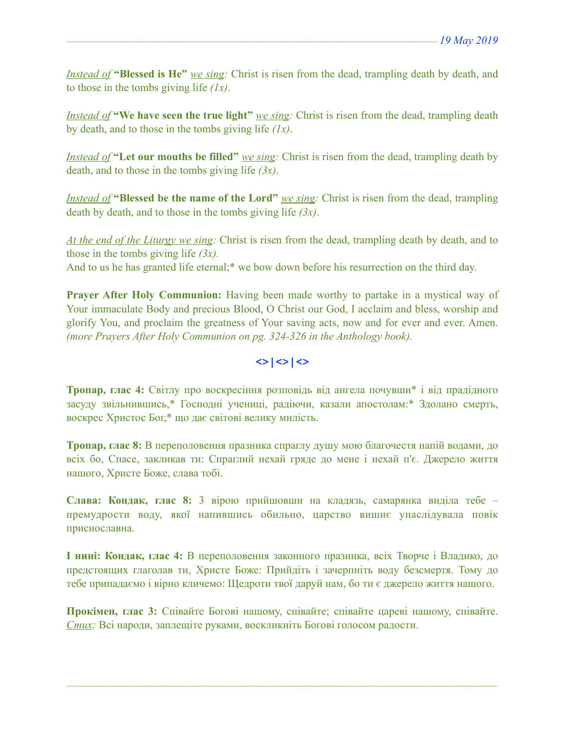*Instead of* **"Blessed is He"** *we sing:* Christ is risen from the dead, trampling death by death, and to those in the tombs giving life *(1x)*.

*Instead of* **"We have seen the true light"** *we sing:* Christ is risen from the dead, trampling death by death, and to those in the tombs giving life *(1x)*.

*Instead of* **"Let our mouths be filled"** *we sing:* Christ is risen from the dead, trampling death by death, and to those in the tombs giving life *(3x)*.

*Instead of* **"Blessed be the name of the Lord"** *we sing:* Christ is risen from the dead, trampling death by death, and to those in the tombs giving life *(3x)*.

*At the end of the Liturgy we sing:* Christ is risen from the dead, trampling death by death, and to those in the tombs giving life *(3x).*
And to us he has granted life eternal;* we bow down before his resurrection on the third day.

**Prayer After Holy Communion:** Having been made worthy to partake in a mystical way of Your immaculate Body and precious Blood, O Christ our God, I acclaim and bless, worship and glorify You, and proclaim the greatness of Your saving acts, now and for ever and ever. Amen. *(more Prayers After Holy Communion on pg. 324-326 in the Anthology book).*

**<>|<>|<>**

**Тропар, глас 4:** Світлу про воскресіння розповідь від ангела почувши* і від прадідного засуду звільнившись,* Господні учениці, радіючи, казали апостолам:* Здолано смерть, воскрес Христос Бог,* що дає світові велику милість.

**Тропар, глас 8:** В переполовення празника спраглу душу мою благочестя напій водами, до всіх бо, Спасе, закликав ти: Спраглий нехай гряде до мене і нехай п'є. Джерело життя нашого, Христе Боже, слава тобі.

**Слава: Кондак, глас 8:** З вірою прийшовши на кладязь, самарянка виділа тебе – премудрости воду, якої напившись обильно, царство вишнє унаслідувала повік присно­славна.

**І нині: Кондак, глас 4:** В переполовення законного празника, всіх Творче і Владико, до предстоящих глаголав ти, Христе Боже: Прийдіть і зачерпніть воду безсмертя. Тому до тебе припадаємо і вірно кличемо: Щедроти твої даруй нам, бо ти є джерело життя нашого.

**Прокімен, глас 3:** Співайте Богові нашому, співайте; співайте цареві нашому, співайте. *Стих:* Всі народи, заплещіте руками, воскликніть Богові голосом радости.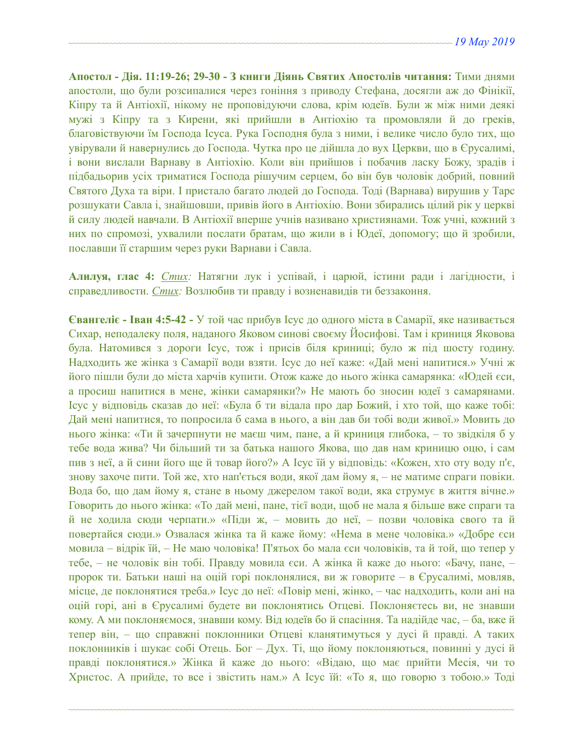**Апостол - Дія. 11:19-26; 29-30 - З книги Діянь Святих Апостолів читання:** Тими днями апостоли, що були розсипалися через гоніння з приводу Стефана, досягли аж до Фінікії, Кіпру та й Антіохії, нікому не проповідуючи слова, крім юдеїв. Були ж між ними деякі мужі з Кіпру та з Кирени, які прийшли в Антіохію та промовляли й до греків, благовіствуючи їм Господа Ісуса. Рука Господня була з ними, і велике число було тих, що увірували й навернулись до Господа. Чутка про це дійшла до вух Церкви, що в Єрусалимі, і вони вислали Варнаву в Антіохію. Коли він прийшов і побачив ласку Божу, зрадів і підбадьорив усіх триматися Господа рішучим серцем, бо він був чоловік добрий, повний Святого Духа та віри. І пристало багато людей до Господа. Тоді (Варнава) вирушив у Тарс розшукати Савла і, знайшовши, привів його в Антіохію. Вони збирались цілий рік у церкві й силу людей навчали. В Антіохії вперше учнів називано християнами. Тож учні, кожний з них по спромозі, ухвалили послати братам, що жили в і Юдеї, допомогу; що й зробили, пославши її старшим через руки Варнави і Савла.

**Алилуя, глас 4:** *Стих:* Натягни лук і успівай, і царюй, істини ради і лагідности, і справедливости. *Стих:* Возлюбив ти правду і возненавидів ти беззаконня.

**Євангеліє - Іван 4:5-42 -** У той час прибув Ісус до одного міста в Самарії, яке називається Сихар, неподалеку поля, наданого Яковом синові своєму Йосифові. Там і криниця Яковова була. Натомився з дороги Ісус, тож і присів біля криниці; було ж під шосту годину. Надходить же жінка з Самарії води взяти. Ісус до неї каже: «Дай мені напитися.» Учні ж його пішли були до міста харчів купити. Отож каже до нього жінка самарянка: «Юдей єси, а просиш напитися в мене, жінки самарянки?» Не мають бо зносин юдеї з самарянами. Ісус у відповідь сказав до неї: «Була б ти відала про дар Божий, і хто той, що каже тобі: Дай мені напитися, то попросила б сама в нього, а він дав би тобі води живої.» Мовить до нього жінка: «Ти й зачерпнути не маєш чим, пане, а й криниця глибока, – то звідкіля б у тебе вода жива? Чи більший ти за батька нашого Якова, що дав нам криницю оцю, і сам пив з неї, а й сини його ще й товар його?» А Ісус їй у відповідь: «Кожен, хто оту воду п'є, знову захоче пити. Той же, хто нап'ється води, якої дам йому я, – не матиме спраги повіки. Вода бо, що дам йому я, стане в ньому джерелом такої води, яка струмує в життя вічне.» Говорить до нього жінка: «То дай мені, пане, тієї води, щоб не мала я більше вже спраги та й не ходила сюди черпати.» «Піди ж, – мовить до неї, – позви чоловіка свого та й повертайся сюди.» Озвалася жінка та й каже йому: «Нема в мене чоловіка.» «Добре єси мовила – відрік їй, – Не маю чоловіка! П'ятьох бо мала єси чоловіків, та й той, що тепер у тебе, – не чоловік він тобі. Правду мовила єси. А жінка й каже до нього: «Бачу, пане, – пророк ти. Батьки наші на оцій горі поклонялися, ви ж говорите – в Єрусалимі, мовляв, місце, де поклонятися треба.» Ісус до неї: «Повір мені, жінко, – час надходить, коли ані на оцій горі, ані в Єрусалимі будете ви поклонятись Отцеві. Поклоняєтесь ви, не знавши кому. А ми поклоняємося, знавши кому. Від юдеїв бо й спасіння. Та надійде час, – ба, вже й тепер він, – що справжні поклонники Отцеві кланятимуться у дусі й правді. А таких поклонників і шукає собі Отець. Бог – Дух. Ті, що йому поклоняються, повинні у дусі й правді поклонятися.» Жінка й каже до нього: «Відаю, що має прийти Месія, чи то Христос. А прийде, то все і звістить нам.» А Ісус їй: «То я, що говорю з тобою.» Тоді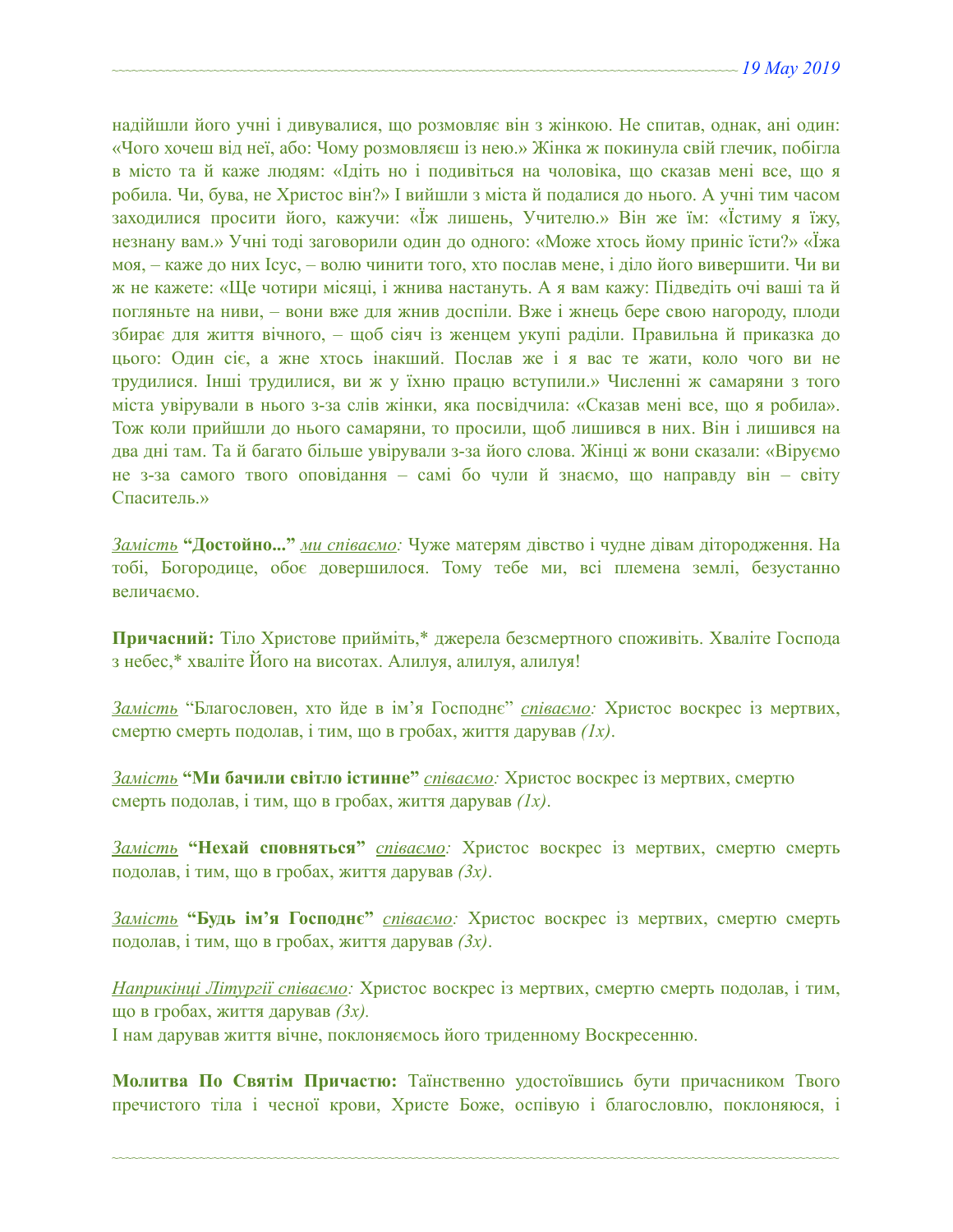надійшли його учні і дивувалися, що розмовляє він з жінкою. Не спитав, однак, ані один: «Чого хочеш від неї, або: Чому розмовляєш із нею.» Жінка ж покинула свій глечик, побігла в місто та й каже людям: «Ідіть но і подивіться на чоловіка, що сказав мені все, що я робила. Чи, бува, не Христос він?» І вийшли з міста й подалися до нього. А учні тим часом заходилися просити його, кажучи: «Їж лишень, Учителю.» Він же їм: «Їстиму я їжу, незнану вам.» Учні тоді заговорили один до одного: «Може хтось йому приніс їсти?» «Їжа моя, – каже до них Ісус, – волю чинити того, хто послав мене, і діло його вивершити. Чи ви ж не кажете: «Ще чотири місяці, і жнива настануть. А я вам кажу: Підведіть очі ваші та й погляньте на ниви, – вони вже для жнив доспіли. Вже і жнець бере свою нагороду, плоди збирає для життя вічного, – щоб сіяч із женцем укупі раділи. Правильна й приказка до цього: Один сіє, а жне хтось інакший. Послав же і я вас те жати, коло чого ви не трудилися. Інші трудилися, ви ж у їхню працю вступили.» Численні ж самаряни з того міста увірували в нього з-за слів жінки, яка посвідчила: «Сказав мені все, що я робила». Тож коли прийшли до нього самаряни, то просили, щоб лишився в них. Він і лишився на два дні там. Та й багато більше увірували з-за його слова. Жінці ж вони сказали: «Віруємо не з-за самого твого оповідання – самі бо чули й знаємо, що направду він – світу Спаситель.»

*Замість* **"Достойно..."** *ми співаємо:* Чуже матерям дівство і чудне дівам дітородження. На тобі, Богородице, обоє довершилося. Тому тебе ми, всі племена землі, безустанно величаємо.

**Причасний:** Тіло Христове прийміть,* джерела безсмертного споживіть. Хваліте Господа з небес,* хваліте Його на висотах. Алилуя, алилуя, алилуя!

*Замість* "Благословен, хто йде в ім'я Господнє" *співаємо:* Христос воскрес із мертвих, смертю смерть подолав, і тим, що в гробах, життя дарував *(1x)*.

*Замість* **"Ми бачили світло істинне"** *співаємо:* Христос воскрес із мертвих, смертю смерть подолав, і тим, що в гробах, життя дарував *(1x)*.

*Замість* **"Нехай сповняться"** *співаємо:* Христос воскрес із мертвих, смертю смерть подолав, і тим, що в гробах, життя дарував *(3x)*.

*Замість* **"Будь ім'я Господнє"** *співаємо:* Христос воскрес із мертвих, смертю смерть подолав, і тим, що в гробах, життя дарував *(3x)*.

*Наприкінці Літургії співаємо:* Христос воскрес із мертвих, смертю смерть подолав, і тим, що в гробах, життя дарував *(3x).*
І нам дарував життя вічне, поклоняємось його триденному Воскресенню.

**Молитва По Святім Причастю:** Таїнственно удостоївшись бути причасником Твого пречистого тіла і чесної крови, Христе Боже, оспівую і благословлю, поклоняюся, і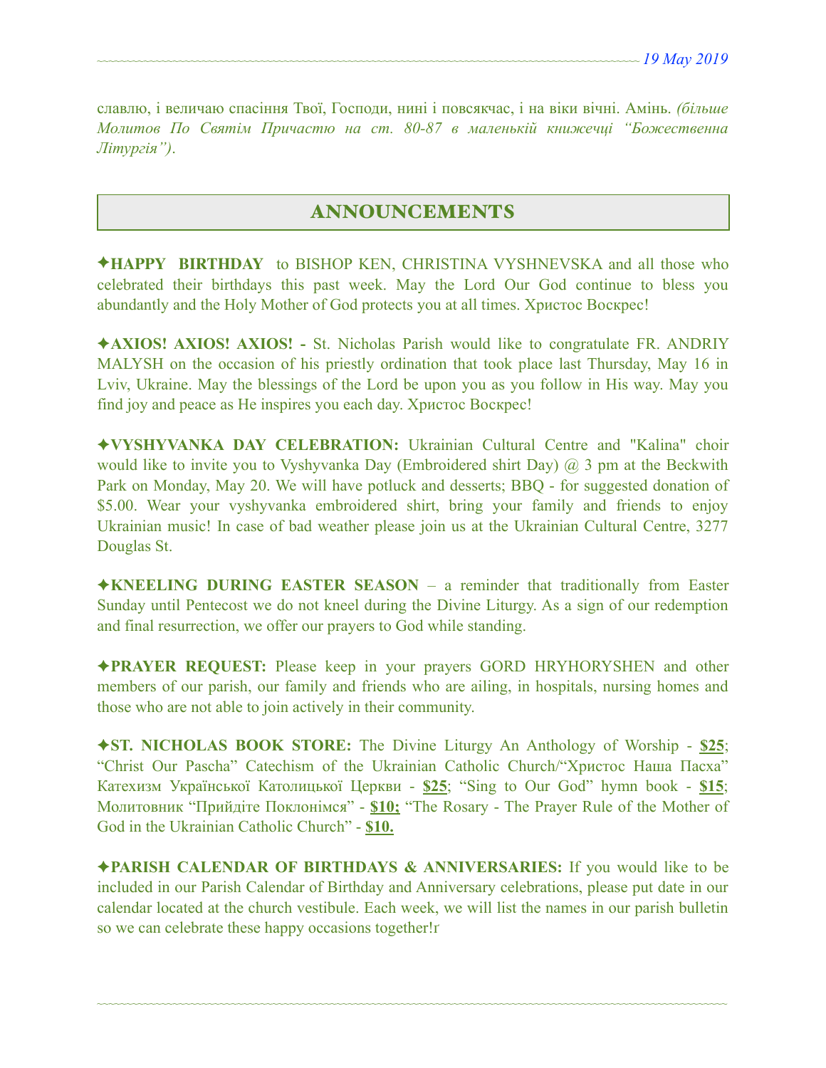славлю, і величаю спасіння Твої, Господи, нині і повсякчас, і на віки вічні. Амінь. *(більше Молитов По Святім Причастю на ст. 80-87 в маленькій книжечці "Божественна Літургія")*.

## ANNOUNCEMENTS

✦**HAPPY BIRTHDAY** to BISHOP KEN, CHRISTINA VYSHNEVSKA and all those who celebrated their birthdays this past week. May the Lord Our God continue to bless you abundantly and the Holy Mother of God protects you at all times. Христос Воскрес!

✦**AXIOS! AXIOS! AXIOS! -** St. Nicholas Parish would like to congratulate FR. ANDRIY MALYSH on the occasion of his priestly ordination that took place last Thursday, May 16 in Lviv, Ukraine. May the blessings of the Lord be upon you as you follow in His way. May you find joy and peace as He inspires you each day. Христос Воскрес!

✦**VYSHYVANKA DAY CELEBRATION:** Ukrainian Cultural Centre and "Kalina" choir would like to invite you to Vyshyvanka Day (Embroidered shirt Day) @ 3 pm at the Beckwith Park on Monday, May 20. We will have potluck and desserts; BBQ - for suggested donation of $5.00. Wear your vyshyvanka embroidered shirt, bring your family and friends to enjoy Ukrainian music! In case of bad weather please join us at the Ukrainian Cultural Centre, 3277 Douglas St.

✦**KNEELING DURING EASTER SEASON** – a reminder that traditionally from Easter Sunday until Pentecost we do not kneel during the Divine Liturgy. As a sign of our redemption and final resurrection, we offer our prayers to God while standing.

✦**PRAYER REQUEST:** Please keep in your prayers GORD HRYHORYSHEN and other members of our parish, our family and friends who are ailing, in hospitals, nursing homes and those who are not able to join actively in their community.

✦**ST. NICHOLAS BOOK STORE:** The Divine Liturgy An Anthology of Worship - **$25**; "Christ Our Pascha" Catechism of the Ukrainian Catholic Church/"Христос Наша Пасха" Катехизм Української Католицької Церкви - **$25**; "Sing to Our God" hymn book - **$15**; Молитовник "Прийдіте Поклонімся" - **$10;** "The Rosary - The Prayer Rule of the Mother of God in the Ukrainian Catholic Church" - **$10.**

✦**PARISH CALENDAR OF BIRTHDAYS & ANNIVERSARIES:** If you would like to be included in our Parish Calendar of Birthday and Anniversary celebrations, please put date in our calendar located at the church vestibule. Each week, we will list the names in our parish bulletin so we can celebrate these happy occasions together!r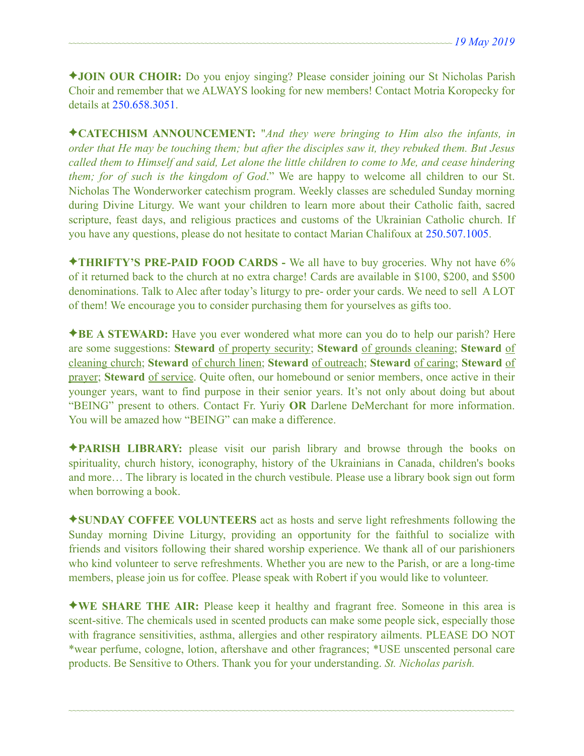~~~~~~~~~~~~~~~~~~~~~~~~~~~~~~~~~~~~~~~~~~~~~~~~~~~~~~~~~~~~~~~~~~~~~~~~~~~~~~~~~~~~~~~~ *19 May 2019*

✦**JOIN OUR CHOIR:** Do you enjoy singing? Please consider joining our St Nicholas Parish Choir and remember that we ALWAYS looking for new members! Contact Motria Koropecky for details at 250.658.3051.

✦**CATECHISM ANNOUNCEMENT:** "*And they were bringing to Him also the infants, in order that He may be touching them; but after the disciples saw it, they rebuked them. But Jesus called them to Himself and said, Let alone the little children to come to Me, and cease hindering them; for of such is the kingdom of God*." We are happy to welcome all children to our St. Nicholas The Wonderworker catechism program. Weekly classes are scheduled Sunday morning during Divine Liturgy. We want your children to learn more about their Catholic faith, sacred scripture, feast days, and religious practices and customs of the Ukrainian Catholic church. If you have any questions, please do not hesitate to contact Marian Chalifoux at 250.507.1005.

✦**THRIFTY'S PRE-PAID FOOD CARDS -** We all have to buy groceries. Why not have 6% of it returned back to the church at no extra charge! Cards are available in $100, $200, and $500 denominations. Talk to Alec after today's liturgy to pre- order your cards. We need to sell A LOT of them! We encourage you to consider purchasing them for yourselves as gifts too.

✦**BE A STEWARD:** Have you ever wondered what more can you do to help our parish? Here are some suggestions: **Steward** <u>of property security</u>; **Steward** <u>of grounds cleaning</u>; **Steward** <u>of cleaning church</u>; **Steward** <u>of church linen</u>; **Steward** <u>of outreach</u>; **Steward** <u>of caring</u>; **Steward** <u>of prayer</u>; **Steward** <u>of service</u>. Quite often, our homebound or senior members, once active in their younger years, want to find purpose in their senior years. It's not only about doing but about "BEING" present to others. Contact Fr. Yuriy **OR** Darlene DeMerchant for more information. You will be amazed how "BEING" can make a difference.

✦**PARISH LIBRARY:** please visit our parish library and browse through the books on spirituality, church history, iconography, history of the Ukrainians in Canada, children's books and more… The library is located in the church vestibule. Please use a library book sign out form when borrowing a book.

✦**SUNDAY COFFEE VOLUNTEERS** act as hosts and serve light refreshments following the Sunday morning Divine Liturgy, providing an opportunity for the faithful to socialize with friends and visitors following their shared worship experience. We thank all of our parishioners who kind volunteer to serve refreshments. Whether you are new to the Parish, or are a long-time members, please join us for coffee. Please speak with Robert if you would like to volunteer.

✦**WE SHARE THE AIR:** Please keep it healthy and fragrant free. Someone in this area is scent-sitive. The chemicals used in scented products can make some people sick, especially those with fragrance sensitivities, asthma, allergies and other respiratory ailments. PLEASE DO NOT *wear perfume, cologne, lotion, aftershave and other fragrances; *USE unscented personal care products. Be Sensitive to Others. Thank you for your understanding. *St. Nicholas parish.*

~~~~~~~~~~~~~~~~~~~~~~~~~~~~~~~~~~~~~~~~~~~~~~~~~~~~~~~~~~~~~~~~~~~~~~~~~~~~~~~~~~~~~~~~~~~~~~~~~~~~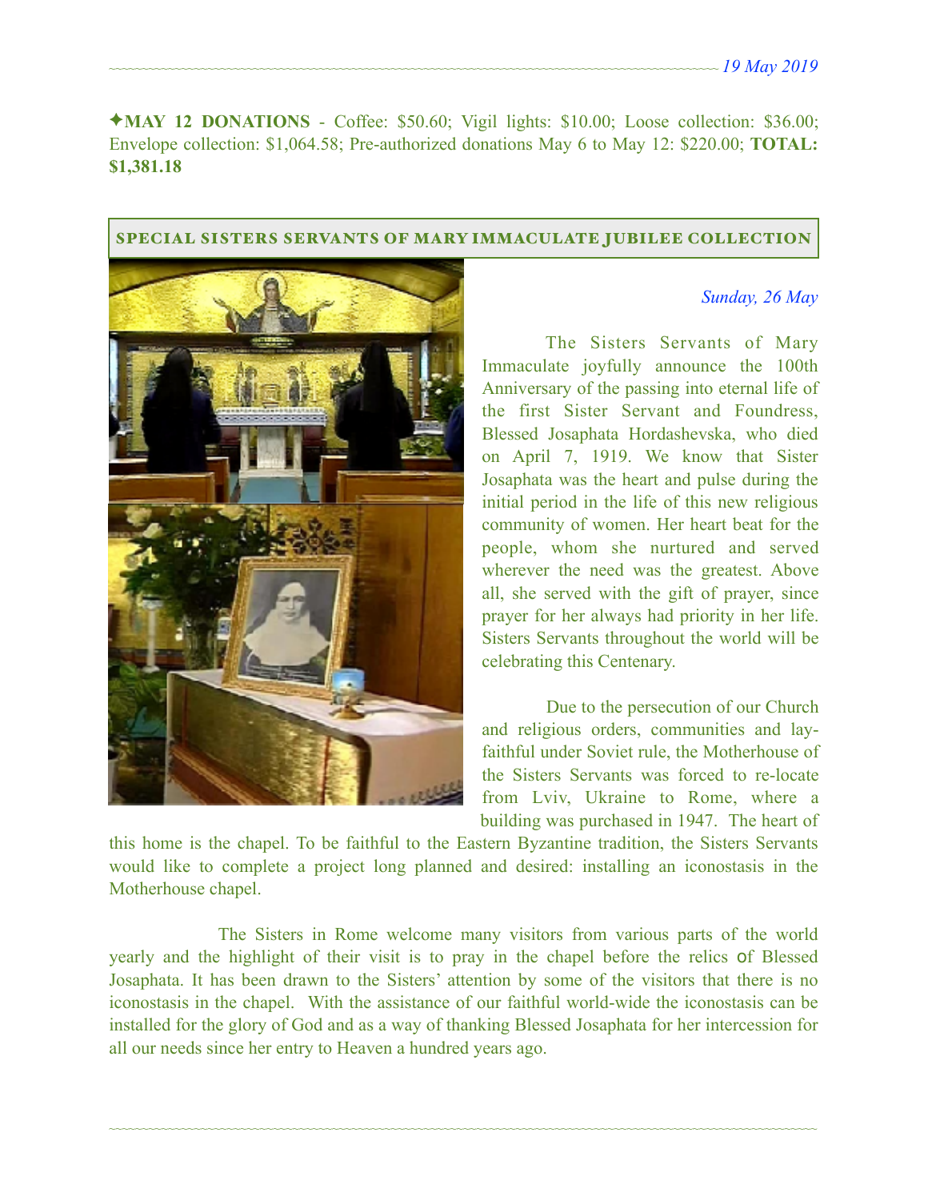✦**MAY 12 DONATIONS** - Coffee: $50.60; Vigil lights: $10.00; Loose collection: $36.00; Envelope collection: $1,064.58; Pre-authorized donations May 6 to May 12: $220.00; **TOTAL: $1,381.18**

## SPECIAL SISTERS SERVANTS OF MARY IMMACULATE JUBILEE COLLECTION

*Sunday, 26 May*

The Sisters Servants of Mary Immaculate joyfully announce the 100th Anniversary of the passing into eternal life of the first Sister Servant and Foundress, Blessed Josaphata Hordashevska, who died on April 7, 1919. We know that Sister Josaphata was the heart and pulse during the initial period in the life of this new religious community of women. Her heart beat for the people, whom she nurtured and served wherever the need was the greatest. Above all, she served with the gift of prayer, since prayer for her always had priority in her life. Sisters Servants throughout the world will be celebrating this Centenary.

Due to the persecution of our Church and religious orders, communities and lay-faithful under Soviet rule, the Motherhouse of the Sisters Servants was forced to re-locate from Lviv, Ukraine to Rome, where a building was purchased in 1947. The heart of this home is the chapel. To be faithful to the Eastern Byzantine tradition, the Sisters Servants would like to complete a project long planned and desired: installing an iconostasis in the Motherhouse chapel.

The Sisters in Rome welcome many visitors from various parts of the world yearly and the highlight of their visit is to pray in the chapel before the relics of Blessed Josaphata. It has been drawn to the Sisters' attention by some of the visitors that there is no iconostasis in the chapel. With the assistance of our faithful world-wide the iconostasis can be installed for the glory of God and as a way of thanking Blessed Josaphata for her intercession for all our needs since her entry to Heaven a hundred years ago.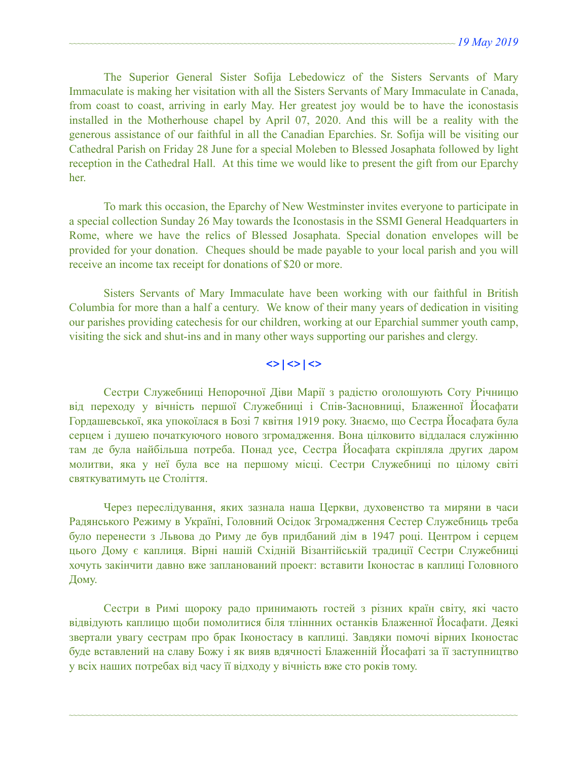The Superior General Sister Sofija Lebedowicz of the Sisters Servants of Mary Immaculate is making her visitation with all the Sisters Servants of Mary Immaculate in Canada, from coast to coast, arriving in early May. Her greatest joy would be to have the iconostasis installed in the Motherhouse chapel by April 07, 2020. And this will be a reality with the generous assistance of our faithful in all the Canadian Eparchies. Sr. Sofija will be visiting our Cathedral Parish on Friday 28 June for a special Moleben to Blessed Josaphata followed by light reception in the Cathedral Hall. At this time we would like to present the gift from our Eparchy her.

To mark this occasion, the Eparchy of New Westminster invites everyone to participate in a special collection Sunday 26 May towards the Iconostasis in the SSMI General Headquarters in Rome, where we have the relics of Blessed Josaphata. Special donation envelopes will be provided for your donation. Cheques should be made payable to your local parish and you will receive an income tax receipt for donations of $20 or more.

Sisters Servants of Mary Immaculate have been working with our faithful in British Columbia for more than a half a century. We know of their many years of dedication in visiting our parishes providing catechesis for our children, working at our Eparchial summer youth camp, visiting the sick and shut-ins and in many other ways supporting our parishes and clergy.

**<> | <> | <>**

Сестри Служебниці Непорочної Діви Марії з радістю оголошують Соту Річницю від переходу у вічність першої Служебниці і Спів-Засновниці, Блаженної Йосафати Гордашевської, яка упокоїлася в Бозі 7 квітня 1919 року. Знаємо, що Сестра Йосафата була серцем і душею початкуючого нового згромадження. Вона цілковито віддалася служінню там де була найбільша потреба. Понад усе, Сестра Йосафата скріпляла других даром молитви, яка у неї була все на першому місці. Сестри Служебниці по цілому світі святкуватимуть це Століття.

Через переслідування, яких зазнала наша Церкви, духовенство та миряни в часи Радянського Режиму в Україні, Головний Осідок Згромадження Сестер Служебниць треба було перенести з Львова до Риму де був придбаний дім в 1947 році. Центром і серцем цього Дому є каплиця. Вірні нашій Східній Візантійській традиції Сестри Служебниці хочуть закінчити давно вже запланований проект: вставити Іконостас в каплиці Головного Дому.

Сестри в Римі щороку радо принимають гостей з різних країн світу, які часто відвідують каплицю щоби помолитися біля тліннних останків Блаженної Йосафати. Деякі звертали увагу сестрам про брак Іконостасу в каплиці. Завдяки помочі вірних Іконостас буде вставлений на славу Божу і як вияв вдячності Блаженній Йосафаті за її заступництво у всіх наших потребах від часу її відходу у вічність вже сто років тому.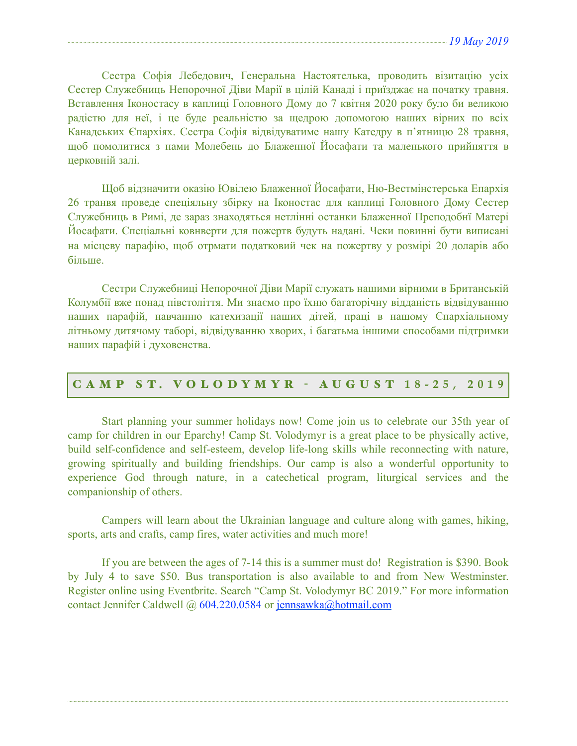Сестра Софія Лебедович, Генеральна Настоятелька, проводить візитацію усіх Сестер Служебниць Непорочної Діви Марії в цілій Канаді і приїзджає на початку травня. Вставлення Іконостасу в каплиці Головного Дому до 7 квітня 2020 року було би великою радістю для неї, і це буде реальністю за щедрою допомогою наших вірних по всіх Канадських Єпархіях. Сестра Софія відвідуватиме нашу Катедру в п'ятницю 28 травня, щоб помолитися з нами Молебень до Блаженної Йосафати та маленького прийняття в церковній залі.

Щоб відзначити оказію Ювілею Блаженної Йосафати, Ню-Вестмінстерська Епархія 26 транвя проведе спеціяльну збірку на Іконостас для каплиці Головного Дому Сестер Служебниць в Римі, де зараз знаходяться нетлінні останки Блаженної Преподобні Матері Йосафати. Спеціальні ковнверти для пожертв будуть надані. Чеки повинні бути виписані на місцеву парафію, щоб отрмати податковий чек на пожертву у розмірі 20 доларів або більше.

Сестри Служебниці Непорочної Діви Марії служать нашими вірними в Британській Колумбії вже понад півстоліття. Ми знаємо про їхню багаторічну відданість відвідуванню наших парафій, навчанню катехизації наших дітей, праці в нашому Єпархіальному літньому дитячому таборі, відвідуванню хворих, і багатьма іншими способами підтримки наших парафій і духовенства.

## CAMP ST. VOLODYMYR - AUGUST 18-25, 2019

Start planning your summer holidays now! Come join us to celebrate our 35th year of camp for children in our Eparchy! Camp St. Volodymyr is a great place to be physically active, build self-confidence and self-esteem, develop life-long skills while reconnecting with nature, growing spiritually and building friendships. Our camp is also a wonderful opportunity to experience God through nature, in a catechetical program, liturgical services and the companionship of others.

Campers will learn about the Ukrainian language and culture along with games, hiking, sports, arts and crafts, camp fires, water activities and much more!

If you are between the ages of 7-14 this is a summer must do! Registration is $390. Book by July 4 to save $50. Bus transportation is also available to and from New Westminster. Register online using Eventbrite. Search "Camp St. Volodymyr BC 2019." For more information contact Jennifer Caldwell @ 604.220.0584 or jennsawka@hotmail.com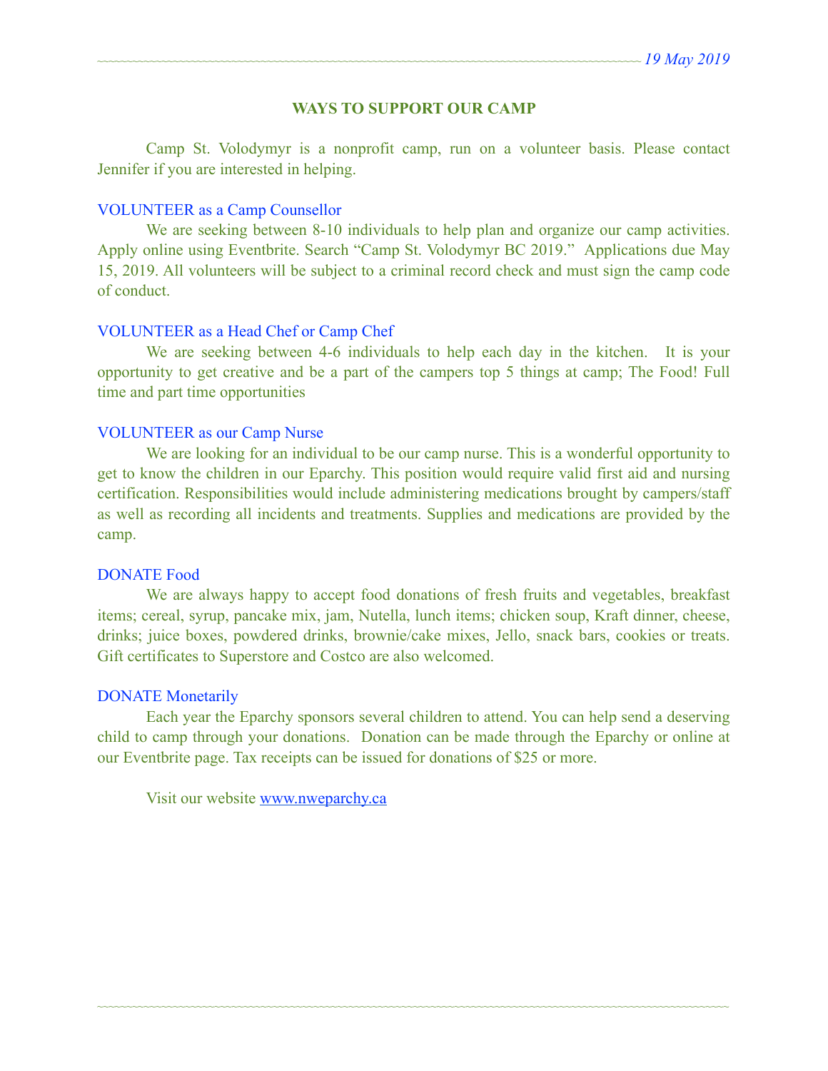## WAYS TO SUPPORT OUR CAMP

Camp St. Volodymyr is a nonprofit camp, run on a volunteer basis. Please contact Jennifer if you are interested in helping.

### VOLUNTEER as a Camp Counsellor

We are seeking between 8-10 individuals to help plan and organize our camp activities. Apply online using Eventbrite. Search "Camp St. Volodymyr BC 2019." Applications due May 15, 2019. All volunteers will be subject to a criminal record check and must sign the camp code of conduct.

### VOLUNTEER as a Head Chef or Camp Chef

We are seeking between 4-6 individuals to help each day in the kitchen. It is your opportunity to get creative and be a part of the campers top 5 things at camp; The Food! Full time and part time opportunities

### VOLUNTEER as our Camp Nurse

We are looking for an individual to be our camp nurse. This is a wonderful opportunity to get to know the children in our Eparchy. This position would require valid first aid and nursing certification. Responsibilities would include administering medications brought by campers/staff as well as recording all incidents and treatments. Supplies and medications are provided by the camp.

### DONATE Food

We are always happy to accept food donations of fresh fruits and vegetables, breakfast items; cereal, syrup, pancake mix, jam, Nutella, lunch items; chicken soup, Kraft dinner, cheese, drinks; juice boxes, powdered drinks, brownie/cake mixes, Jello, snack bars, cookies or treats. Gift certificates to Superstore and Costco are also welcomed.

### DONATE Monetarily

Each year the Eparchy sponsors several children to attend. You can help send a deserving child to camp through your donations. Donation can be made through the Eparchy or online at our Eventbrite page. Tax receipts can be issued for donations of $25 or more.

Visit our website [www.nweparchy.ca](http://www.nweparchy.ca)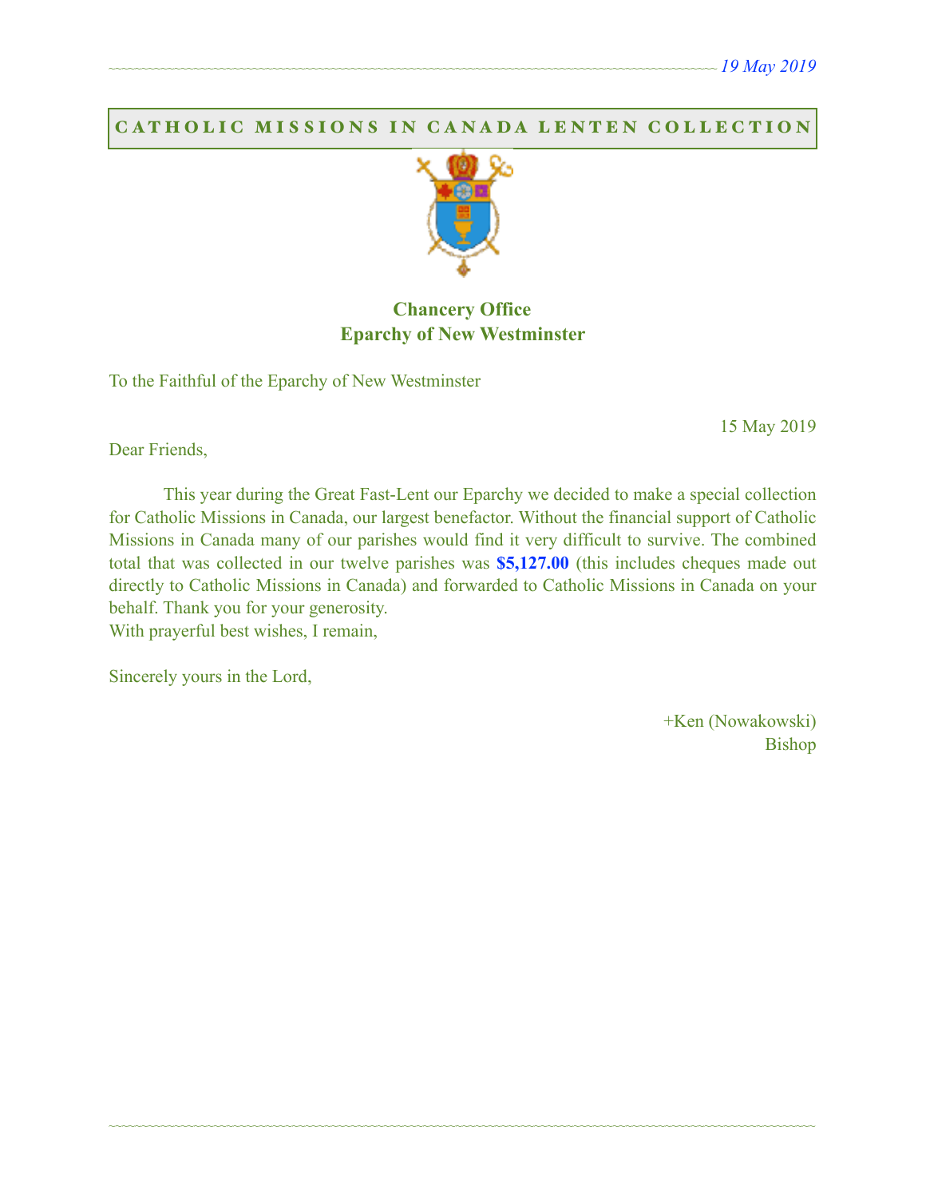# CATHOLIC MISSIONS IN CANADA LENTEN COLLECTION

**Chancery Office**
**Eparchy of New Westminster**

To the Faithful of the Eparchy of New Westminster

15 May 2019

Dear Friends,

This year during the Great Fast-Lent our Eparchy we decided to make a special collection for Catholic Missions in Canada, our largest benefactor. Without the financial support of Catholic Missions in Canada many of our parishes would find it very difficult to survive. The combined total that was collected in our twelve parishes was **$5,127.00** (this includes cheques made out directly to Catholic Missions in Canada) and forwarded to Catholic Missions in Canada on your behalf. Thank you for your generosity.
With prayerful best wishes, I remain,

Sincerely yours in the Lord,

+Ken (Nowakowski)
Bishop